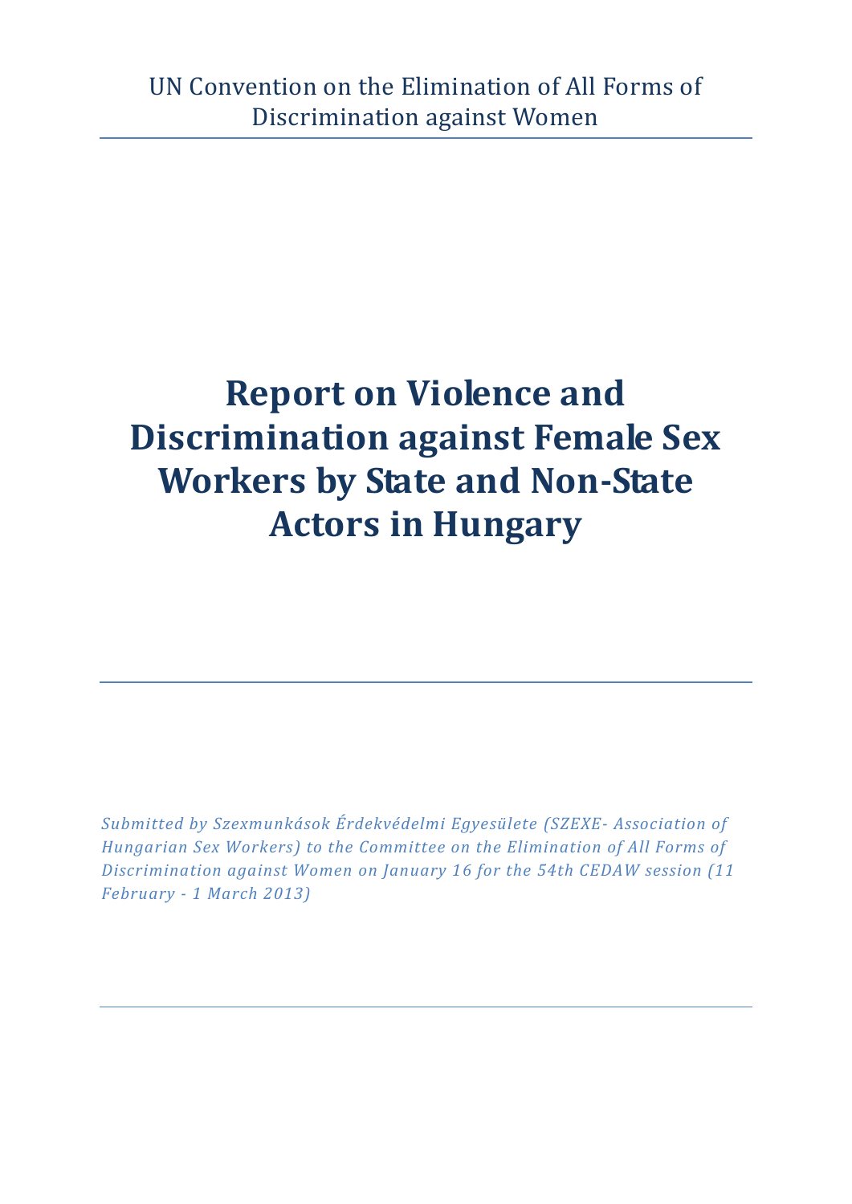UN Convention on the Elimination of All Forms of Discrimination against Women

# Report on Violence and Discrimination against Female Sex Workers by State and Non-State Actors in Hungary

*Submitted by Szexmunkások Érdekvédelmi Egyesülete (SZEXE- Association of Hungarian Sex Workers) to the Committee on the Elimination of All Forms of Discrimination against Women on January 16 for the 54th CEDAW session (11 February - 1 March 2013)*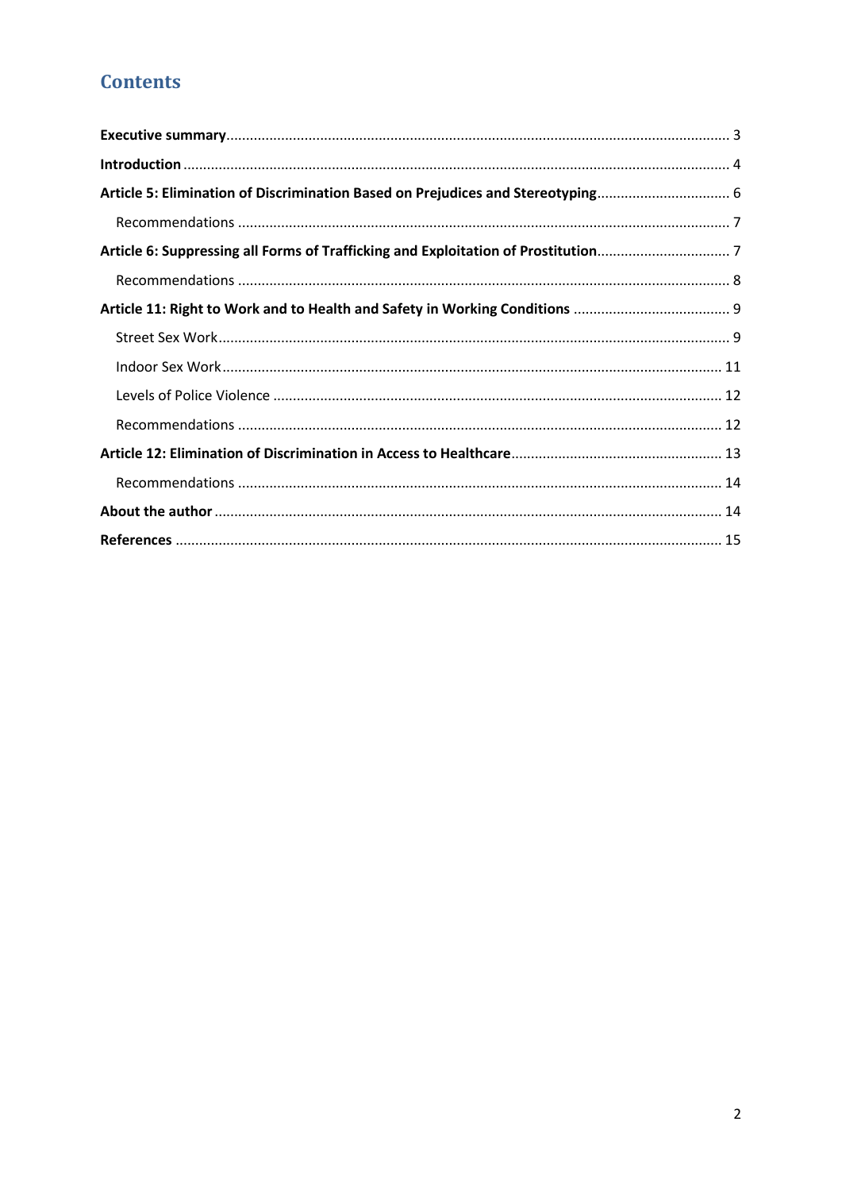# Contents

**Executive summary** .... 3

**Introduction** .... 4

**Article 5: Elimination of Discrimination Based on Prejudices and Stereotyping** .... 6

- Recommendations .... 7

**Article 6: Suppressing all Forms of Trafficking and Exploitation of Prostitution** .... 7

- Recommendations .... 8

**Article 11: Right to Work and to Health and Safety in Working Conditions** .... 9

- Street Sex Work .... 9
- Indoor Sex Work .... 11
- Levels of Police Violence .... 12
- Recommendations .... 12

**Article 12: Elimination of Discrimination in Access to Healthcare** .... 13

- Recommendations .... 14

**About the author** .... 14

**References** .... 15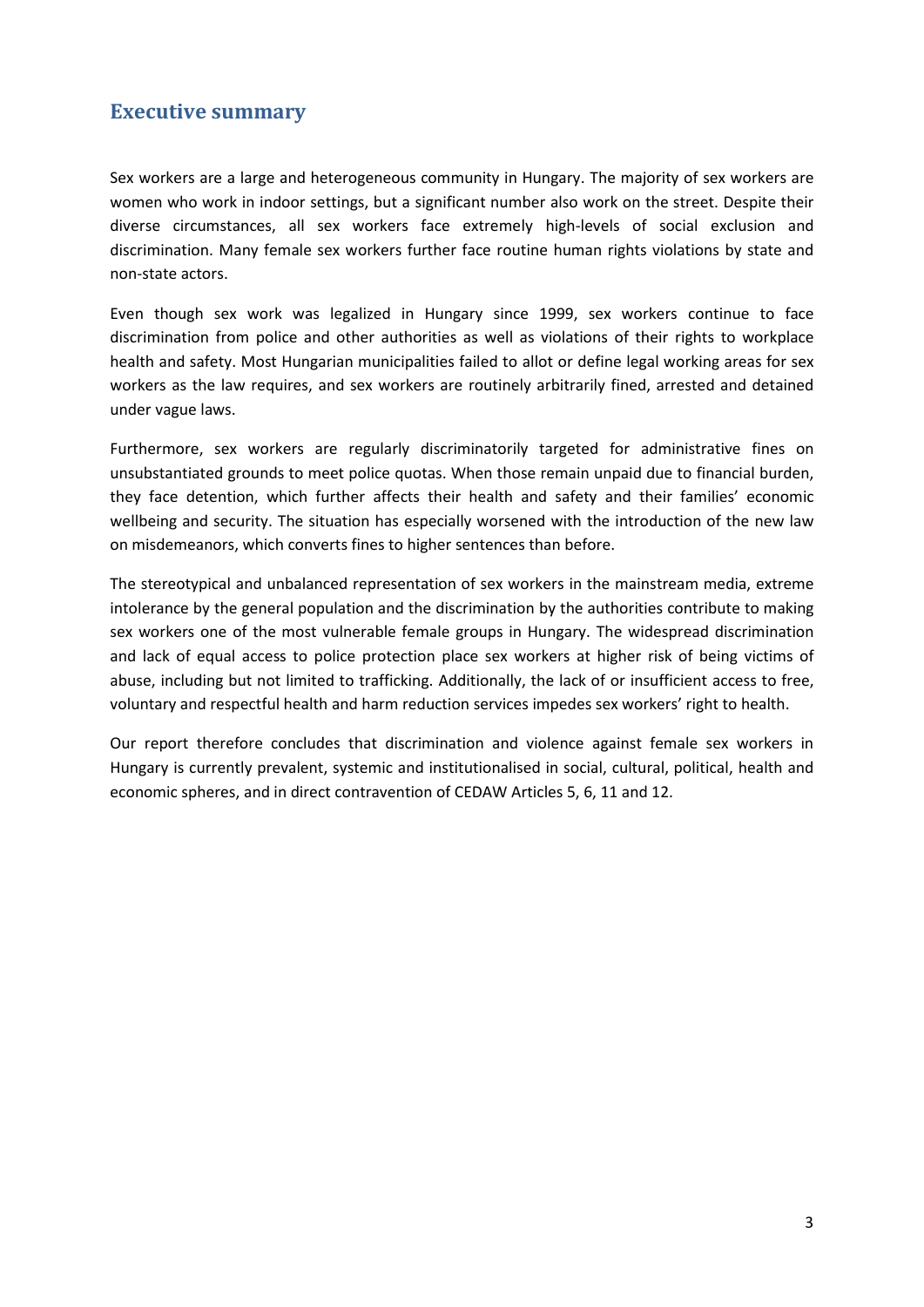## Executive summary

Sex workers are a large and heterogeneous community in Hungary. The majority of sex workers are women who work in indoor settings, but a significant number also work on the street. Despite their diverse circumstances, all sex workers face extremely high-levels of social exclusion and discrimination. Many female sex workers further face routine human rights violations by state and non-state actors.

Even though sex work was legalized in Hungary since 1999, sex workers continue to face discrimination from police and other authorities as well as violations of their rights to workplace health and safety. Most Hungarian municipalities failed to allot or define legal working areas for sex workers as the law requires, and sex workers are routinely arbitrarily fined, arrested and detained under vague laws.

Furthermore, sex workers are regularly discriminatorily targeted for administrative fines on unsubstantiated grounds to meet police quotas. When those remain unpaid due to financial burden, they face detention, which further affects their health and safety and their families' economic wellbeing and security. The situation has especially worsened with the introduction of the new law on misdemeanors, which converts fines to higher sentences than before.

The stereotypical and unbalanced representation of sex workers in the mainstream media, extreme intolerance by the general population and the discrimination by the authorities contribute to making sex workers one of the most vulnerable female groups in Hungary. The widespread discrimination and lack of equal access to police protection place sex workers at higher risk of being victims of abuse, including but not limited to trafficking. Additionally, the lack of or insufficient access to free, voluntary and respectful health and harm reduction services impedes sex workers' right to health.

Our report therefore concludes that discrimination and violence against female sex workers in Hungary is currently prevalent, systemic and institutionalised in social, cultural, political, health and economic spheres, and in direct contravention of CEDAW Articles 5, 6, 11 and 12.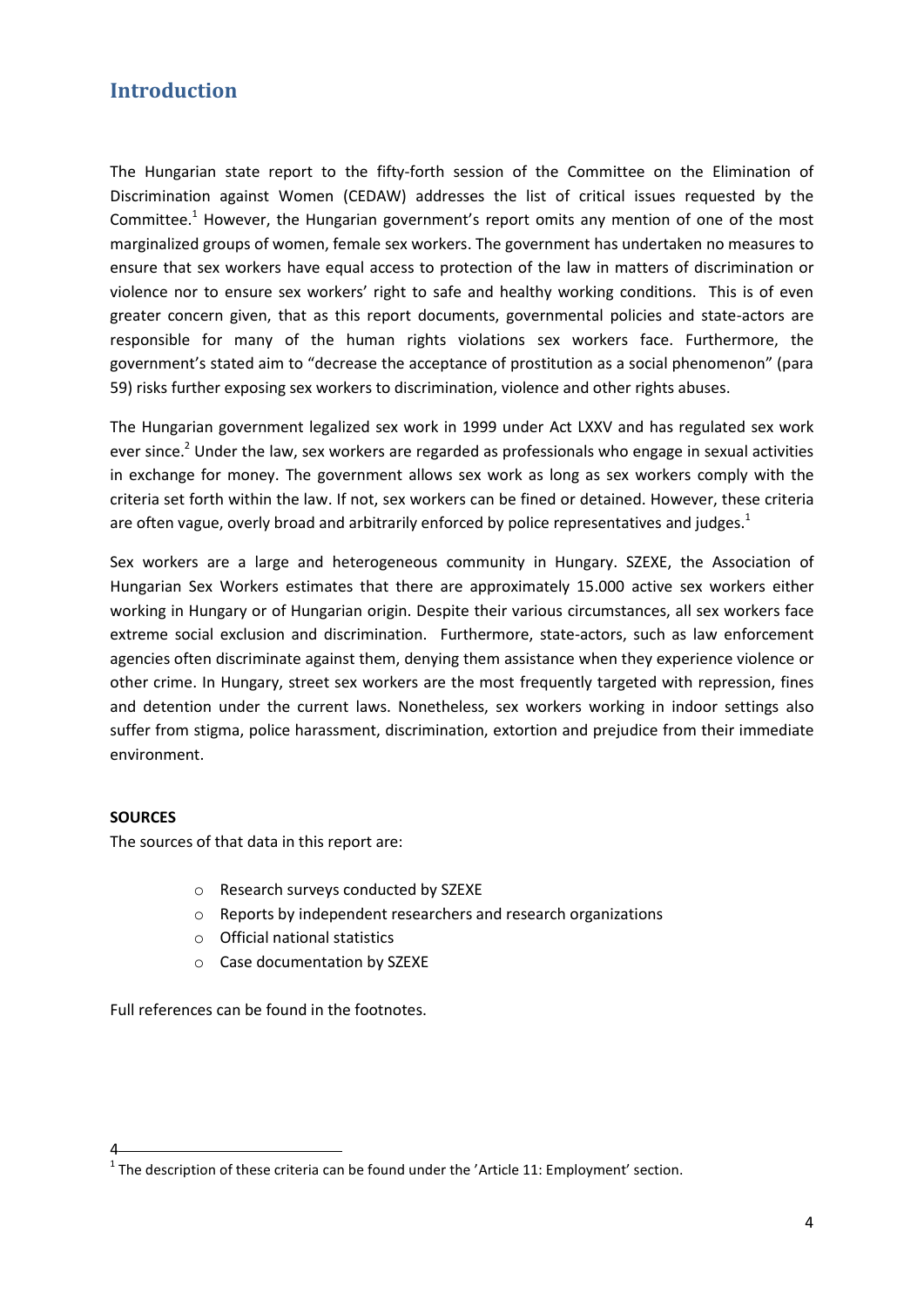## Introduction

The Hungarian state report to the fifty-forth session of the Committee on the Elimination of Discrimination against Women (CEDAW) addresses the list of critical issues requested by the Committee.[1] However, the Hungarian government's report omits any mention of one of the most marginalized groups of women, female sex workers. The government has undertaken no measures to ensure that sex workers have equal access to protection of the law in matters of discrimination or violence nor to ensure sex workers' right to safe and healthy working conditions. This is of even greater concern given, that as this report documents, governmental policies and state-actors are responsible for many of the human rights violations sex workers face. Furthermore, the government's stated aim to "decrease the acceptance of prostitution as a social phenomenon" (para 59) risks further exposing sex workers to discrimination, violence and other rights abuses.

The Hungarian government legalized sex work in 1999 under Act LXXV and has regulated sex work ever since.[2] Under the law, sex workers are regarded as professionals who engage in sexual activities in exchange for money. The government allows sex work as long as sex workers comply with the criteria set forth within the law. If not, sex workers can be fined or detained. However, these criteria are often vague, overly broad and arbitrarily enforced by police representatives and judges.[1]

Sex workers are a large and heterogeneous community in Hungary. SZEXE, the Association of Hungarian Sex Workers estimates that there are approximately 15.000 active sex workers either working in Hungary or of Hungarian origin. Despite their various circumstances, all sex workers face extreme social exclusion and discrimination. Furthermore, state-actors, such as law enforcement agencies often discriminate against them, denying them assistance when they experience violence or other crime. In Hungary, street sex workers are the most frequently targeted with repression, fines and detention under the current laws. Nonetheless, sex workers working in indoor settings also suffer from stigma, police harassment, discrimination, extortion and prejudice from their immediate environment.

**SOURCES**

The sources of that data in this report are:

- Research surveys conducted by SZEXE
- Reports by independent researchers and research organizations
- Official national statistics
- Case documentation by SZEXE

Full references can be found in the footnotes.

---

4

[1] The description of these criteria can be found under the 'Article 11: Employment' section.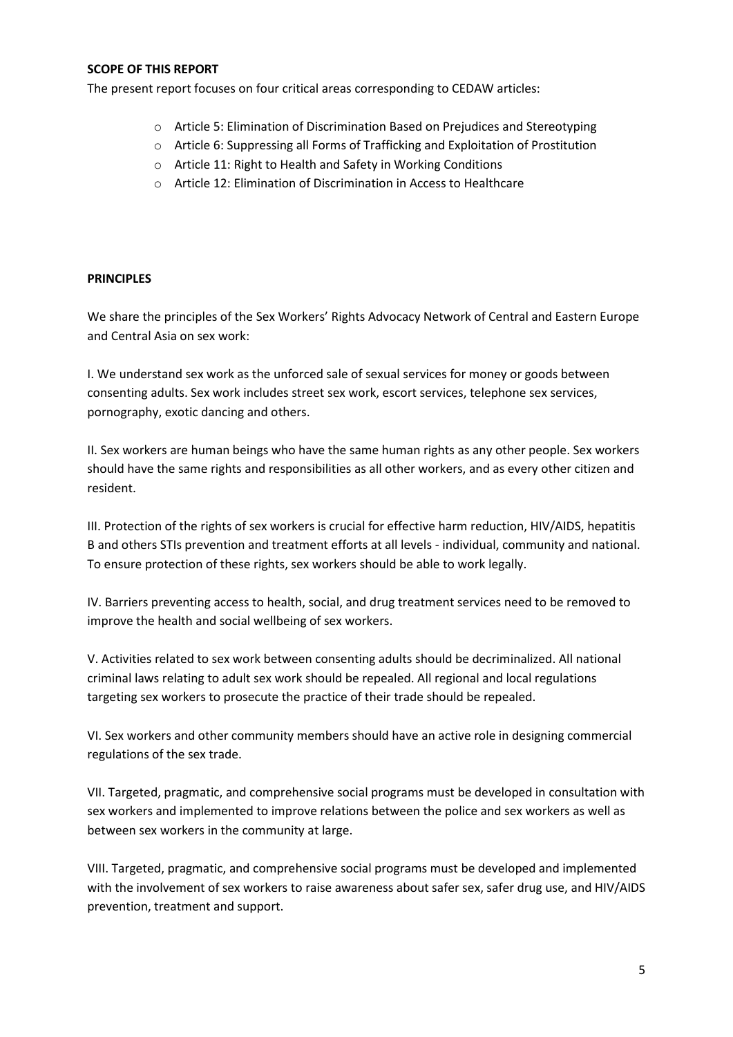**SCOPE OF THIS REPORT**

The present report focuses on four critical areas corresponding to CEDAW articles:

- Article 5: Elimination of Discrimination Based on Prejudices and Stereotyping
- Article 6: Suppressing all Forms of Trafficking and Exploitation of Prostitution
- Article 11: Right to Health and Safety in Working Conditions
- Article 12: Elimination of Discrimination in Access to Healthcare

**PRINCIPLES**

We share the principles of the Sex Workers' Rights Advocacy Network of Central and Eastern Europe and Central Asia on sex work:

I. We understand sex work as the unforced sale of sexual services for money or goods between consenting adults. Sex work includes street sex work, escort services, telephone sex services, pornography, exotic dancing and others.

II. Sex workers are human beings who have the same human rights as any other people. Sex workers should have the same rights and responsibilities as all other workers, and as every other citizen and resident.

III. Protection of the rights of sex workers is crucial for effective harm reduction, HIV/AIDS, hepatitis B and others STIs prevention and treatment efforts at all levels - individual, community and national. To ensure protection of these rights, sex workers should be able to work legally.

IV. Barriers preventing access to health, social, and drug treatment services need to be removed to improve the health and social wellbeing of sex workers.

V. Activities related to sex work between consenting adults should be decriminalized. All national criminal laws relating to adult sex work should be repealed. All regional and local regulations targeting sex workers to prosecute the practice of their trade should be repealed.

VI. Sex workers and other community members should have an active role in designing commercial regulations of the sex trade.

VII. Targeted, pragmatic, and comprehensive social programs must be developed in consultation with sex workers and implemented to improve relations between the police and sex workers as well as between sex workers in the community at large.

VIII. Targeted, pragmatic, and comprehensive social programs must be developed and implemented with the involvement of sex workers to raise awareness about safer sex, safer drug use, and HIV/AIDS prevention, treatment and support.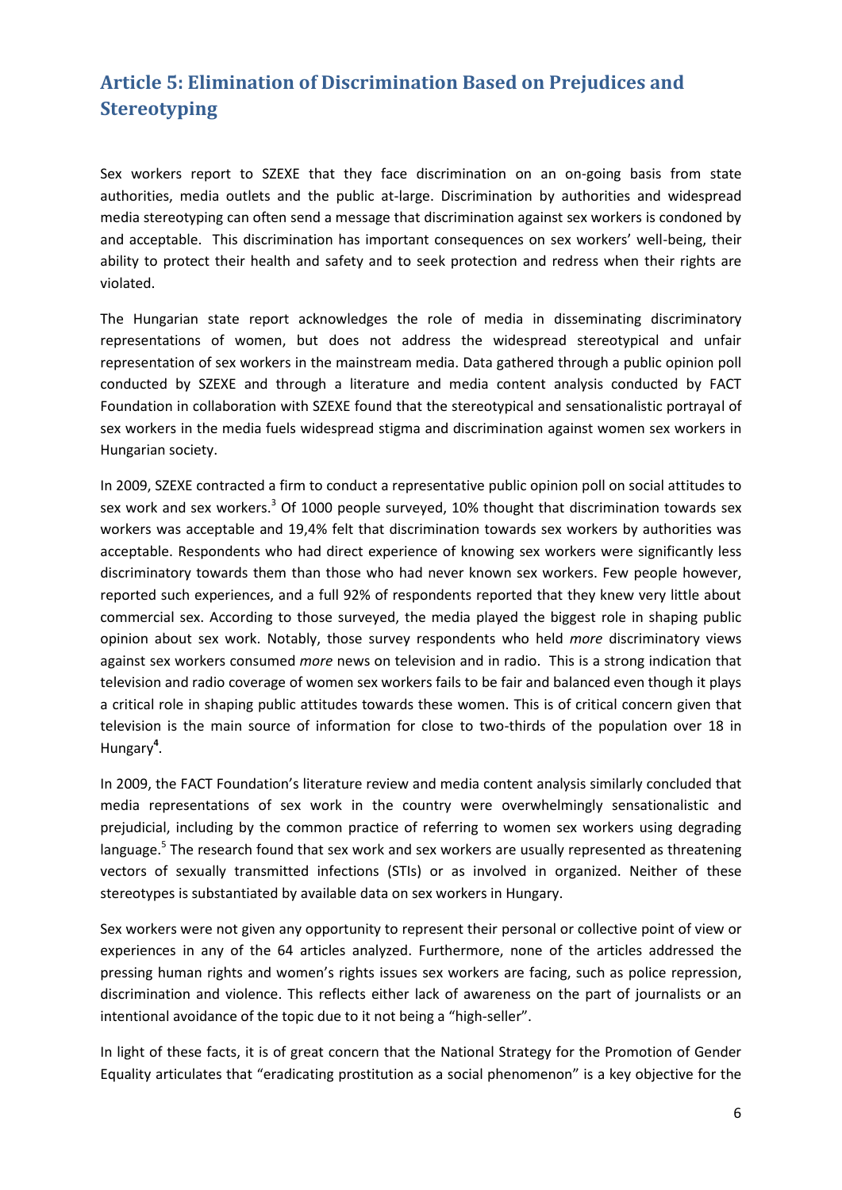## Article 5: Elimination of Discrimination Based on Prejudices and Stereotyping

Sex workers report to SZEXE that they face discrimination on an on-going basis from state authorities, media outlets and the public at-large. Discrimination by authorities and widespread media stereotyping can often send a message that discrimination against sex workers is condoned by and acceptable. This discrimination has important consequences on sex workers' well-being, their ability to protect their health and safety and to seek protection and redress when their rights are violated.

The Hungarian state report acknowledges the role of media in disseminating discriminatory representations of women, but does not address the widespread stereotypical and unfair representation of sex workers in the mainstream media. Data gathered through a public opinion poll conducted by SZEXE and through a literature and media content analysis conducted by FACT Foundation in collaboration with SZEXE found that the stereotypical and sensationalistic portrayal of sex workers in the media fuels widespread stigma and discrimination against women sex workers in Hungarian society.

In 2009, SZEXE contracted a firm to conduct a representative public opinion poll on social attitudes to sex work and sex workers.[3] Of 1000 people surveyed, 10% thought that discrimination towards sex workers was acceptable and 19,4% felt that discrimination towards sex workers by authorities was acceptable. Respondents who had direct experience of knowing sex workers were significantly less discriminatory towards them than those who had never known sex workers. Few people however, reported such experiences, and a full 92% of respondents reported that they knew very little about commercial sex. According to those surveyed, the media played the biggest role in shaping public opinion about sex work. Notably, those survey respondents who held *more* discriminatory views against sex workers consumed *more* news on television and in radio. This is a strong indication that television and radio coverage of women sex workers fails to be fair and balanced even though it plays a critical role in shaping public attitudes towards these women. This is of critical concern given that television is the main source of information for close to two-thirds of the population over 18 in Hungary[4].

In 2009, the FACT Foundation's literature review and media content analysis similarly concluded that media representations of sex work in the country were overwhelmingly sensationalistic and prejudicial, including by the common practice of referring to women sex workers using degrading language.[5] The research found that sex work and sex workers are usually represented as threatening vectors of sexually transmitted infections (STIs) or as involved in organized. Neither of these stereotypes is substantiated by available data on sex workers in Hungary.

Sex workers were not given any opportunity to represent their personal or collective point of view or experiences in any of the 64 articles analyzed. Furthermore, none of the articles addressed the pressing human rights and women's rights issues sex workers are facing, such as police repression, discrimination and violence. This reflects either lack of awareness on the part of journalists or an intentional avoidance of the topic due to it not being a "high-seller".

In light of these facts, it is of great concern that the National Strategy for the Promotion of Gender Equality articulates that "eradicating prostitution as a social phenomenon" is a key objective for the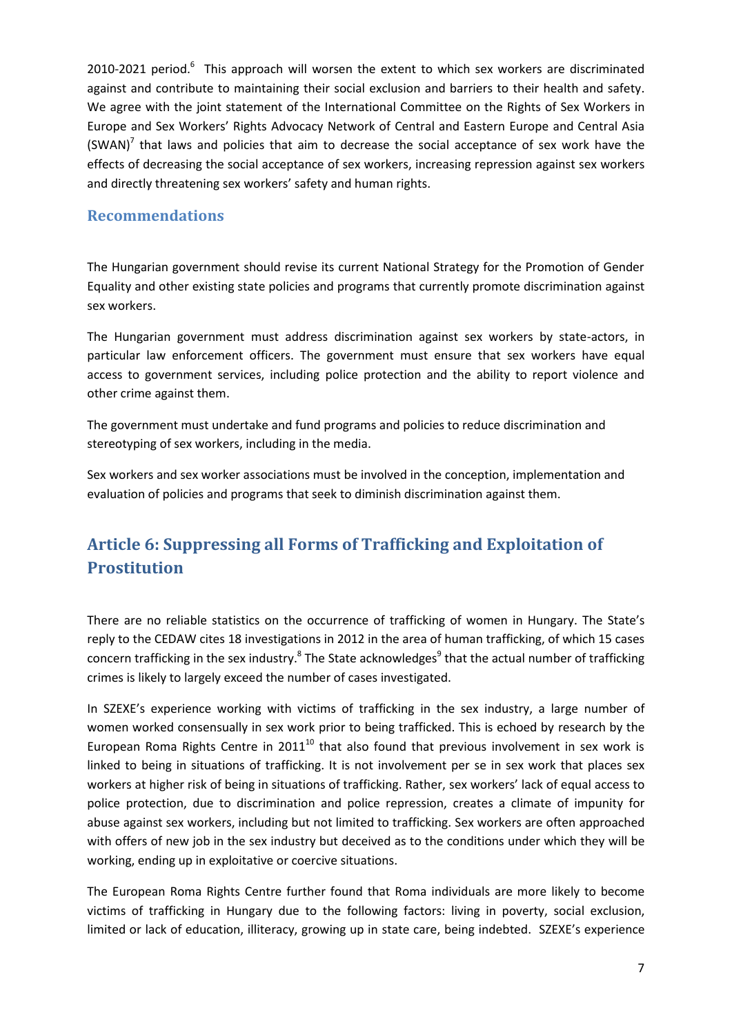2010-2021 period.[6] This approach will worsen the extent to which sex workers are discriminated against and contribute to maintaining their social exclusion and barriers to their health and safety. We agree with the joint statement of the International Committee on the Rights of Sex Workers in Europe and Sex Workers' Rights Advocacy Network of Central and Eastern Europe and Central Asia (SWAN)[7] that laws and policies that aim to decrease the social acceptance of sex work have the effects of decreasing the social acceptance of sex workers, increasing repression against sex workers and directly threatening sex workers' safety and human rights.

### Recommendations

The Hungarian government should revise its current National Strategy for the Promotion of Gender Equality and other existing state policies and programs that currently promote discrimination against sex workers.

The Hungarian government must address discrimination against sex workers by state-actors, in particular law enforcement officers. The government must ensure that sex workers have equal access to government services, including police protection and the ability to report violence and other crime against them.

The government must undertake and fund programs and policies to reduce discrimination and stereotyping of sex workers, including in the media.

Sex workers and sex worker associations must be involved in the conception, implementation and evaluation of policies and programs that seek to diminish discrimination against them.

## Article 6: Suppressing all Forms of Trafficking and Exploitation of Prostitution

There are no reliable statistics on the occurrence of trafficking of women in Hungary. The State's reply to the CEDAW cites 18 investigations in 2012 in the area of human trafficking, of which 15 cases concern trafficking in the sex industry.[8] The State acknowledges[9] that the actual number of trafficking crimes is likely to largely exceed the number of cases investigated.

In SZEXE's experience working with victims of trafficking in the sex industry, a large number of women worked consensually in sex work prior to being trafficked. This is echoed by research by the European Roma Rights Centre in 2011[10] that also found that previous involvement in sex work is linked to being in situations of trafficking. It is not involvement per se in sex work that places sex workers at higher risk of being in situations of trafficking. Rather, sex workers' lack of equal access to police protection, due to discrimination and police repression, creates a climate of impunity for abuse against sex workers, including but not limited to trafficking. Sex workers are often approached with offers of new job in the sex industry but deceived as to the conditions under which they will be working, ending up in exploitative or coercive situations.

The European Roma Rights Centre further found that Roma individuals are more likely to become victims of trafficking in Hungary due to the following factors: living in poverty, social exclusion, limited or lack of education, illiteracy, growing up in state care, being indebted. SZEXE's experience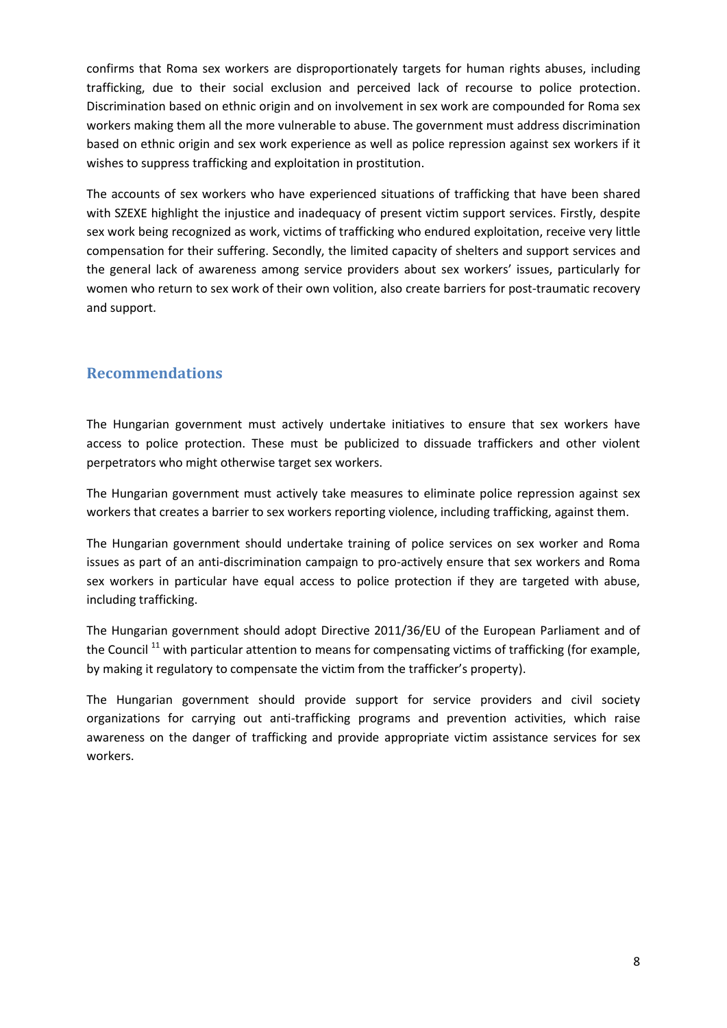confirms that Roma sex workers are disproportionately targets for human rights abuses, including trafficking, due to their social exclusion and perceived lack of recourse to police protection. Discrimination based on ethnic origin and on involvement in sex work are compounded for Roma sex workers making them all the more vulnerable to abuse. The government must address discrimination based on ethnic origin and sex work experience as well as police repression against sex workers if it wishes to suppress trafficking and exploitation in prostitution.

The accounts of sex workers who have experienced situations of trafficking that have been shared with SZEXE highlight the injustice and inadequacy of present victim support services. Firstly, despite sex work being recognized as work, victims of trafficking who endured exploitation, receive very little compensation for their suffering. Secondly, the limited capacity of shelters and support services and the general lack of awareness among service providers about sex workers' issues, particularly for women who return to sex work of their own volition, also create barriers for post-traumatic recovery and support.

## Recommendations

The Hungarian government must actively undertake initiatives to ensure that sex workers have access to police protection. These must be publicized to dissuade traffickers and other violent perpetrators who might otherwise target sex workers.

The Hungarian government must actively take measures to eliminate police repression against sex workers that creates a barrier to sex workers reporting violence, including trafficking, against them.

The Hungarian government should undertake training of police services on sex worker and Roma issues as part of an anti-discrimination campaign to pro-actively ensure that sex workers and Roma sex workers in particular have equal access to police protection if they are targeted with abuse, including trafficking.

The Hungarian government should adopt Directive 2011/36/EU of the European Parliament and of the Council [11] with particular attention to means for compensating victims of trafficking (for example, by making it regulatory to compensate the victim from the trafficker's property).

The Hungarian government should provide support for service providers and civil society organizations for carrying out anti-trafficking programs and prevention activities, which raise awareness on the danger of trafficking and provide appropriate victim assistance services for sex workers.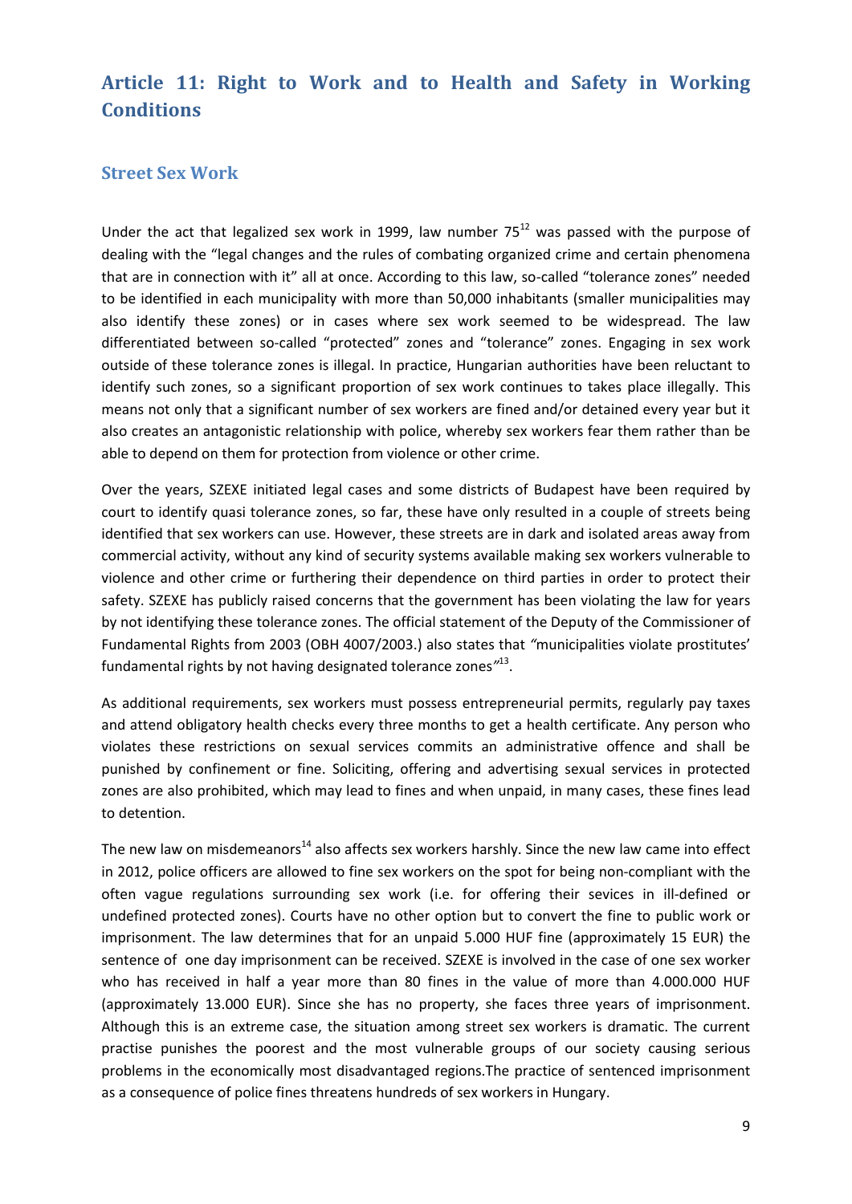## Article 11: Right to Work and to Health and Safety in Working Conditions

### Street Sex Work

Under the act that legalized sex work in 1999, law number 75[12] was passed with the purpose of dealing with the "legal changes and the rules of combating organized crime and certain phenomena that are in connection with it" all at once. According to this law, so-called "tolerance zones" needed to be identified in each municipality with more than 50,000 inhabitants (smaller municipalities may also identify these zones) or in cases where sex work seemed to be widespread. The law differentiated between so-called "protected" zones and "tolerance" zones. Engaging in sex work outside of these tolerance zones is illegal. In practice, Hungarian authorities have been reluctant to identify such zones, so a significant proportion of sex work continues to takes place illegally. This means not only that a significant number of sex workers are fined and/or detained every year but it also creates an antagonistic relationship with police, whereby sex workers fear them rather than be able to depend on them for protection from violence or other crime.

Over the years, SZEXE initiated legal cases and some districts of Budapest have been required by court to identify quasi tolerance zones, so far, these have only resulted in a couple of streets being identified that sex workers can use. However, these streets are in dark and isolated areas away from commercial activity, without any kind of security systems available making sex workers vulnerable to violence and other crime or furthering their dependence on third parties in order to protect their safety. SZEXE has publicly raised concerns that the government has been violating the law for years by not identifying these tolerance zones. The official statement of the Deputy of the Commissioner of Fundamental Rights from 2003 (OBH 4007/2003.) also states that *"municipalities violate prostitutes' fundamental rights by not having designated tolerance zones"*[13].

As additional requirements, sex workers must possess entrepreneurial permits, regularly pay taxes and attend obligatory health checks every three months to get a health certificate. Any person who violates these restrictions on sexual services commits an administrative offence and shall be punished by confinement or fine. Soliciting, offering and advertising sexual services in protected zones are also prohibited, which may lead to fines and when unpaid, in many cases, these fines lead to detention.

The new law on misdemeanors[14] also affects sex workers harshly. Since the new law came into effect in 2012, police officers are allowed to fine sex workers on the spot for being non-compliant with the often vague regulations surrounding sex work (i.e. for offering their sevices in ill-defined or undefined protected zones). Courts have no other option but to convert the fine to public work or imprisonment. The law determines that for an unpaid 5.000 HUF fine (approximately 15 EUR) the sentence of one day imprisonment can be received. SZEXE is involved in the case of one sex worker who has received in half a year more than 80 fines in the value of more than 4.000.000 HUF (approximately 13.000 EUR). Since she has no property, she faces three years of imprisonment. Although this is an extreme case, the situation among street sex workers is dramatic. The current practise punishes the poorest and the most vulnerable groups of our society causing serious problems in the economically most disadvantaged regions.The practice of sentenced imprisonment as a consequence of police fines threatens hundreds of sex workers in Hungary.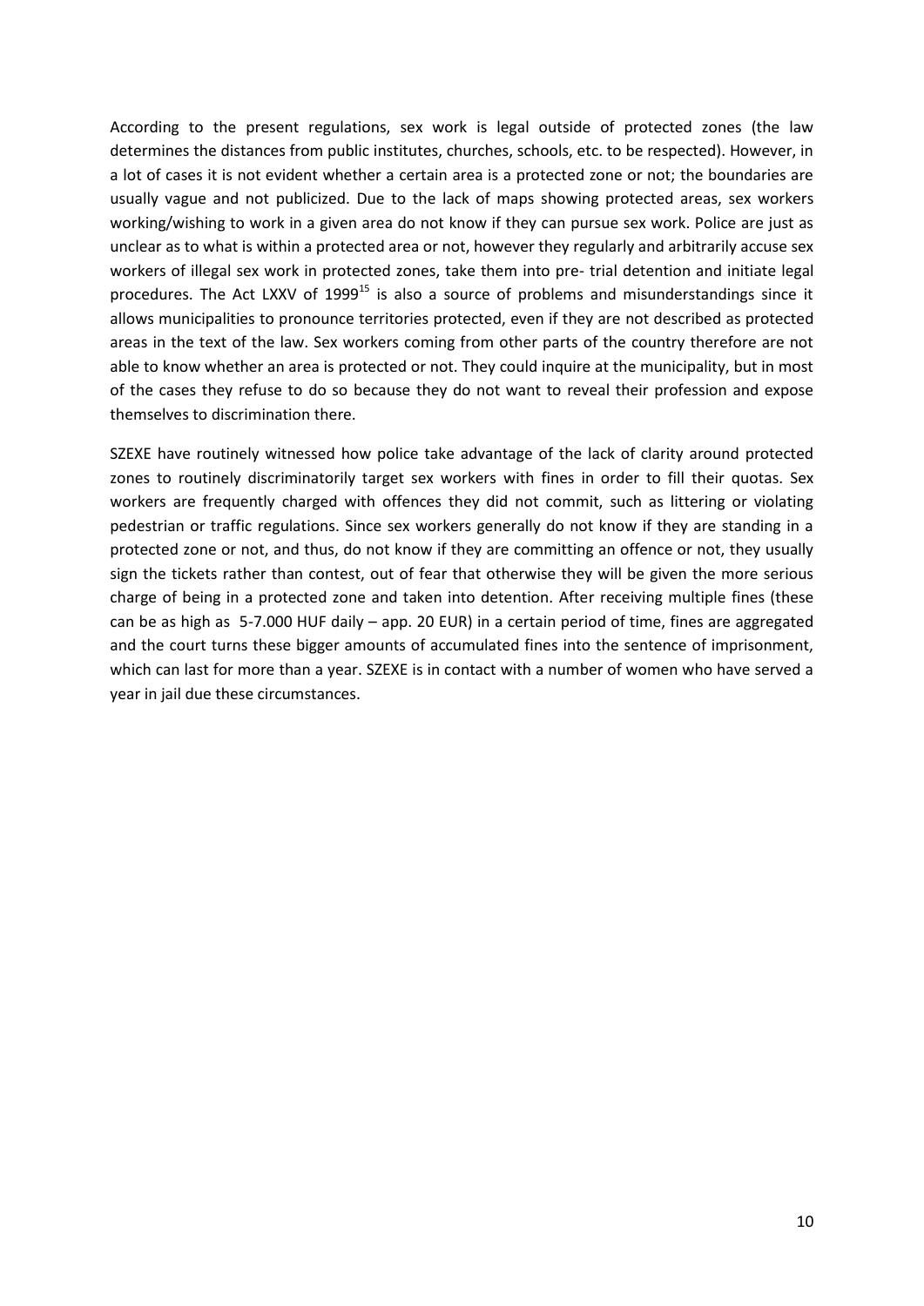According to the present regulations, sex work is legal outside of protected zones (the law determines the distances from public institutes, churches, schools, etc. to be respected). However, in a lot of cases it is not evident whether a certain area is a protected zone or not; the boundaries are usually vague and not publicized. Due to the lack of maps showing protected areas, sex workers working/wishing to work in a given area do not know if they can pursue sex work. Police are just as unclear as to what is within a protected area or not, however they regularly and arbitrarily accuse sex workers of illegal sex work in protected zones, take them into pre- trial detention and initiate legal procedures. The Act LXXV of 1999[15] is also a source of problems and misunderstandings since it allows municipalities to pronounce territories protected, even if they are not described as protected areas in the text of the law. Sex workers coming from other parts of the country therefore are not able to know whether an area is protected or not. They could inquire at the municipality, but in most of the cases they refuse to do so because they do not want to reveal their profession and expose themselves to discrimination there.

SZEXE have routinely witnessed how police take advantage of the lack of clarity around protected zones to routinely discriminatorily target sex workers with fines in order to fill their quotas. Sex workers are frequently charged with offences they did not commit, such as littering or violating pedestrian or traffic regulations. Since sex workers generally do not know if they are standing in a protected zone or not, and thus, do not know if they are committing an offence or not, they usually sign the tickets rather than contest, out of fear that otherwise they will be given the more serious charge of being in a protected zone and taken into detention. After receiving multiple fines (these can be as high as 5-7.000 HUF daily – app. 20 EUR) in a certain period of time, fines are aggregated and the court turns these bigger amounts of accumulated fines into the sentence of imprisonment, which can last for more than a year. SZEXE is in contact with a number of women who have served a year in jail due these circumstances.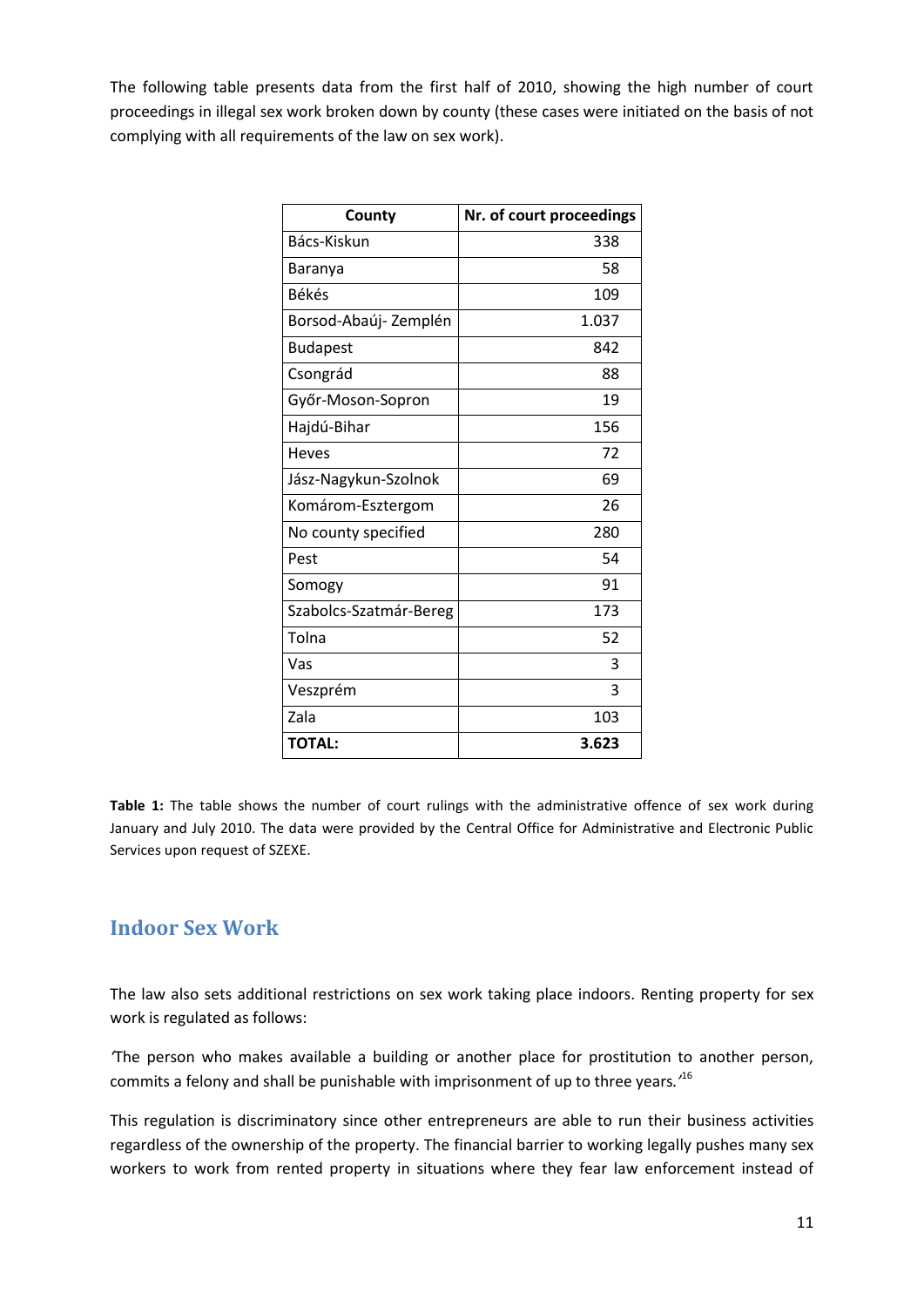The following table presents data from the first half of 2010, showing the high number of court proceedings in illegal sex work broken down by county (these cases were initiated on the basis of not complying with all requirements of the law on sex work).

| County | Nr. of court proceedings |
|---|---:|
| Bács-Kiskun | 338 |
| Baranya | 58 |
| Békés | 109 |
| Borsod-Abaúj- Zemplén | 1.037 |
| Budapest | 842 |
| Csongrád | 88 |
| Győr-Moson-Sopron | 19 |
| Hajdú-Bihar | 156 |
| Heves | 72 |
| Jász-Nagykun-Szolnok | 69 |
| Komárom-Esztergom | 26 |
| No county specified | 280 |
| Pest | 54 |
| Somogy | 91 |
| Szabolcs-Szatmár-Bereg | 173 |
| Tolna | 52 |
| Vas | 3 |
| Veszprém | 3 |
| Zala | 103 |
| **TOTAL:** | **3.623** |

**Table 1:** The table shows the number of court rulings with the administrative offence of sex work during January and July 2010. The data were provided by the Central Office for Administrative and Electronic Public Services upon request of SZEXE.

## Indoor Sex Work

The law also sets additional restrictions on sex work taking place indoors. Renting property for sex work is regulated as follows:

*'The person who makes available a building or another place for prostitution to another person, commits a felony and shall be punishable with imprisonment of up to three years.'*[16]

This regulation is discriminatory since other entrepreneurs are able to run their business activities regardless of the ownership of the property. The financial barrier to working legally pushes many sex workers to work from rented property in situations where they fear law enforcement instead of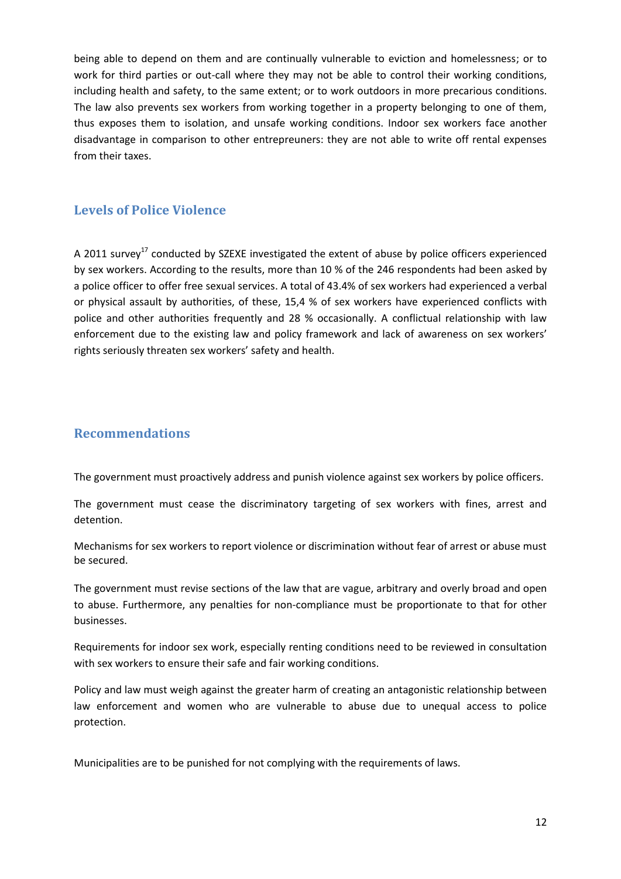being able to depend on them and are continually vulnerable to eviction and homelessness; or to work for third parties or out-call where they may not be able to control their working conditions, including health and safety, to the same extent; or to work outdoors in more precarious conditions. The law also prevents sex workers from working together in a property belonging to one of them, thus exposes them to isolation, and unsafe working conditions. Indoor sex workers face another disadvantage in comparison to other entrepreuners: they are not able to write off rental expenses from their taxes.

## Levels of Police Violence

A 2011 survey[17] conducted by SZEXE investigated the extent of abuse by police officers experienced by sex workers. According to the results, more than 10 % of the 246 respondents had been asked by a police officer to offer free sexual services. A total of 43.4% of sex workers had experienced a verbal or physical assault by authorities, of these, 15,4 % of sex workers have experienced conflicts with police and other authorities frequently and 28 % occasionally. A conflictual relationship with law enforcement due to the existing law and policy framework and lack of awareness on sex workers' rights seriously threaten sex workers' safety and health.

## Recommendations

The government must proactively address and punish violence against sex workers by police officers.

The government must cease the discriminatory targeting of sex workers with fines, arrest and detention.

Mechanisms for sex workers to report violence or discrimination without fear of arrest or abuse must be secured.

The government must revise sections of the law that are vague, arbitrary and overly broad and open to abuse. Furthermore, any penalties for non-compliance must be proportionate to that for other businesses.

Requirements for indoor sex work, especially renting conditions need to be reviewed in consultation with sex workers to ensure their safe and fair working conditions.

Policy and law must weigh against the greater harm of creating an antagonistic relationship between law enforcement and women who are vulnerable to abuse due to unequal access to police protection.

Municipalities are to be punished for not complying with the requirements of laws.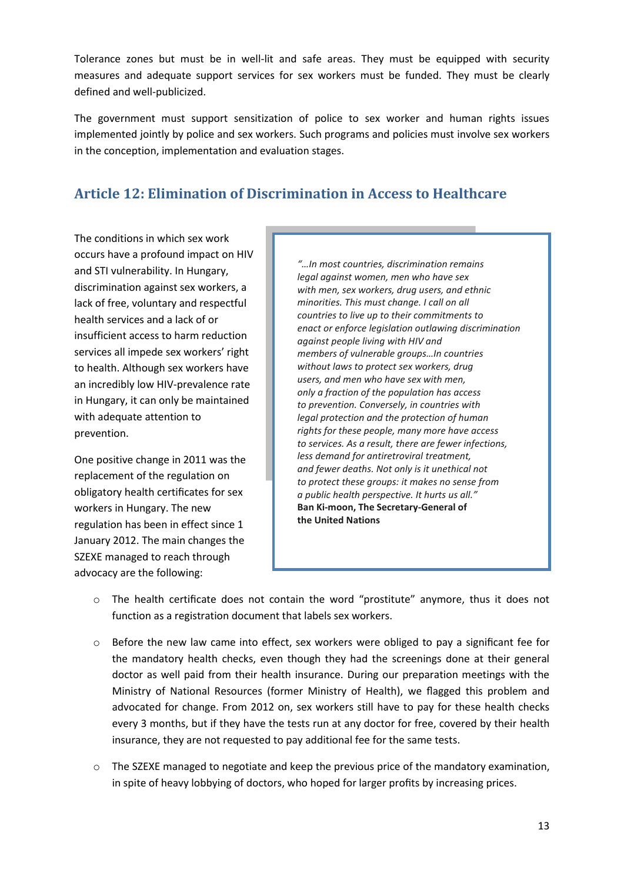Tolerance zones but must be in well-lit and safe areas. They must be equipped with security measures and adequate support services for sex workers must be funded. They must be clearly defined and well-publicized.

The government must support sensitization of police to sex worker and human rights issues implemented jointly by police and sex workers. Such programs and policies must involve sex workers in the conception, implementation and evaluation stages.

## Article 12: Elimination of Discrimination in Access to Healthcare

The conditions in which sex work occurs have a profound impact on HIV and STI vulnerability. In Hungary, discrimination against sex workers, a lack of free, voluntary and respectful health services and a lack of or insufficient access to harm reduction services all impede sex workers' right to health. Although sex workers have an incredibly low HIV-prevalence rate in Hungary, it can only be maintained with adequate attention to prevention.

> *"…In most countries, discrimination remains legal against women, men who have sex with men, sex workers, drug users, and ethnic minorities. This must change. I call on all countries to live up to their commitments to enact or enforce legislation outlawing discrimination against people living with HIV and members of vulnerable groups…In countries without laws to protect sex workers, drug users, and men who have sex with men, only a fraction of the population has access to prevention. Conversely, in countries with legal protection and the protection of human rights for these people, many more have access to services. As a result, there are fewer infections, less demand for antiretroviral treatment, and fewer deaths. Not only is it unethical not to protect these groups: it makes no sense from a public health perspective. It hurts us all."*
> **Ban Ki-moon, The Secretary-General of the United Nations**

One positive change in 2011 was the replacement of the regulation on obligatory health certificates for sex workers in Hungary. The new regulation has been in effect since 1 January 2012. The main changes the SZEXE managed to reach through advocacy are the following:

- The health certificate does not contain the word "prostitute" anymore, thus it does not function as a registration document that labels sex workers.
- Before the new law came into effect, sex workers were obliged to pay a significant fee for the mandatory health checks, even though they had the screenings done at their general doctor as well paid from their health insurance. During our preparation meetings with the Ministry of National Resources (former Ministry of Health), we flagged this problem and advocated for change. From 2012 on, sex workers still have to pay for these health checks every 3 months, but if they have the tests run at any doctor for free, covered by their health insurance, they are not requested to pay additional fee for the same tests.
- The SZEXE managed to negotiate and keep the previous price of the mandatory examination, in spite of heavy lobbying of doctors, who hoped for larger profits by increasing prices.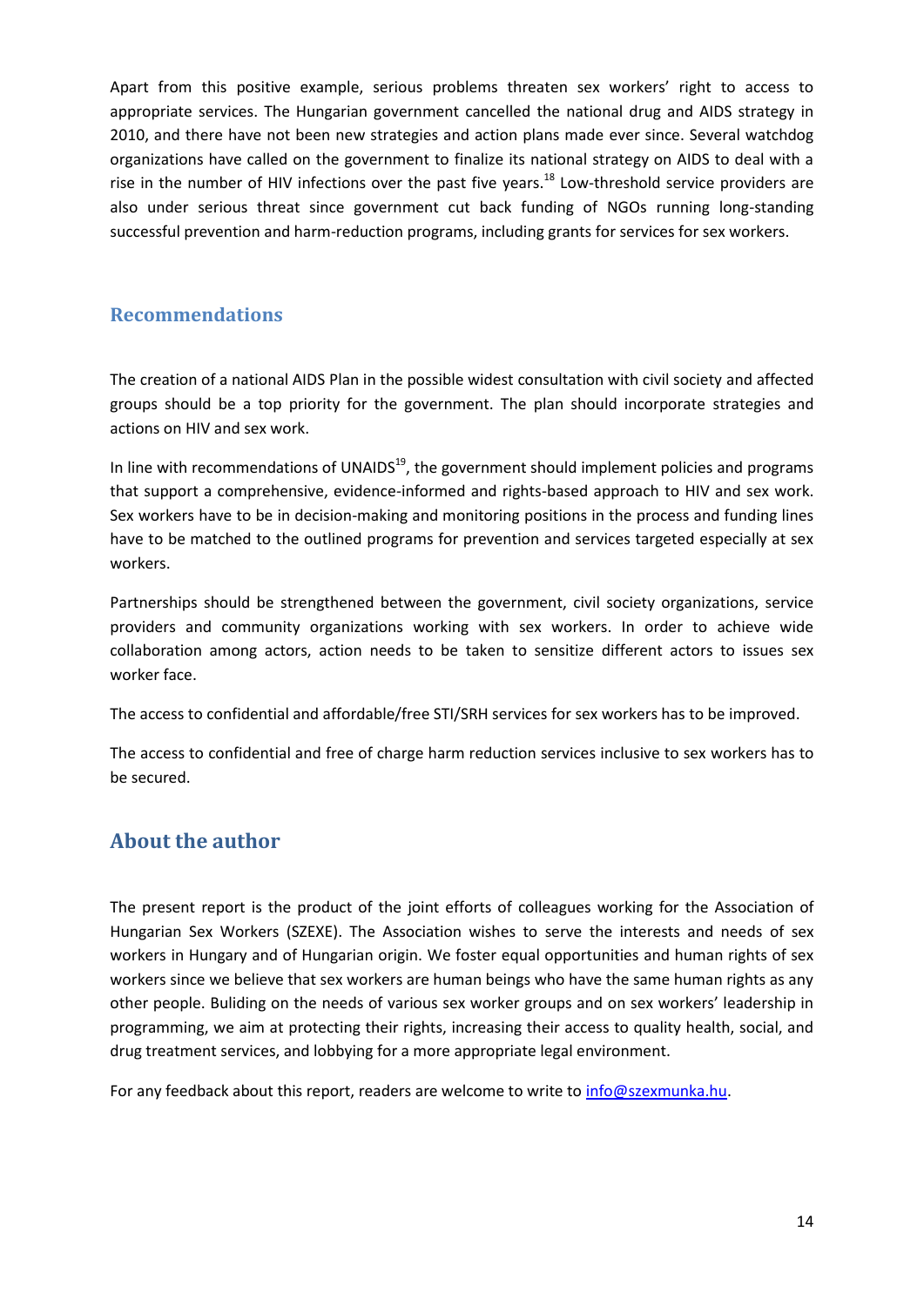Apart from this positive example, serious problems threaten sex workers' right to access to appropriate services. The Hungarian government cancelled the national drug and AIDS strategy in 2010, and there have not been new strategies and action plans made ever since. Several watchdog organizations have called on the government to finalize its national strategy on AIDS to deal with a rise in the number of HIV infections over the past five years.[18] Low-threshold service providers are also under serious threat since government cut back funding of NGOs running long-standing successful prevention and harm-reduction programs, including grants for services for sex workers.

## Recommendations

The creation of a national AIDS Plan in the possible widest consultation with civil society and affected groups should be a top priority for the government. The plan should incorporate strategies and actions on HIV and sex work.

In line with recommendations of UNAIDS[19], the government should implement policies and programs that support a comprehensive, evidence-informed and rights-based approach to HIV and sex work. Sex workers have to be in decision-making and monitoring positions in the process and funding lines have to be matched to the outlined programs for prevention and services targeted especially at sex workers.

Partnerships should be strengthened between the government, civil society organizations, service providers and community organizations working with sex workers. In order to achieve wide collaboration among actors, action needs to be taken to sensitize different actors to issues sex worker face.

The access to confidential and affordable/free STI/SRH services for sex workers has to be improved.

The access to confidential and free of charge harm reduction services inclusive to sex workers has to be secured.

## About the author

The present report is the product of the joint efforts of colleagues working for the Association of Hungarian Sex Workers (SZEXE). The Association wishes to serve the interests and needs of sex workers in Hungary and of Hungarian origin. We foster equal opportunities and human rights of sex workers since we believe that sex workers are human beings who have the same human rights as any other people. Buliding on the needs of various sex worker groups and on sex workers' leadership in programming, we aim at protecting their rights, increasing their access to quality health, social, and drug treatment services, and lobbying for a more appropriate legal environment.

For any feedback about this report, readers are welcome to write to info@szexmunka.hu.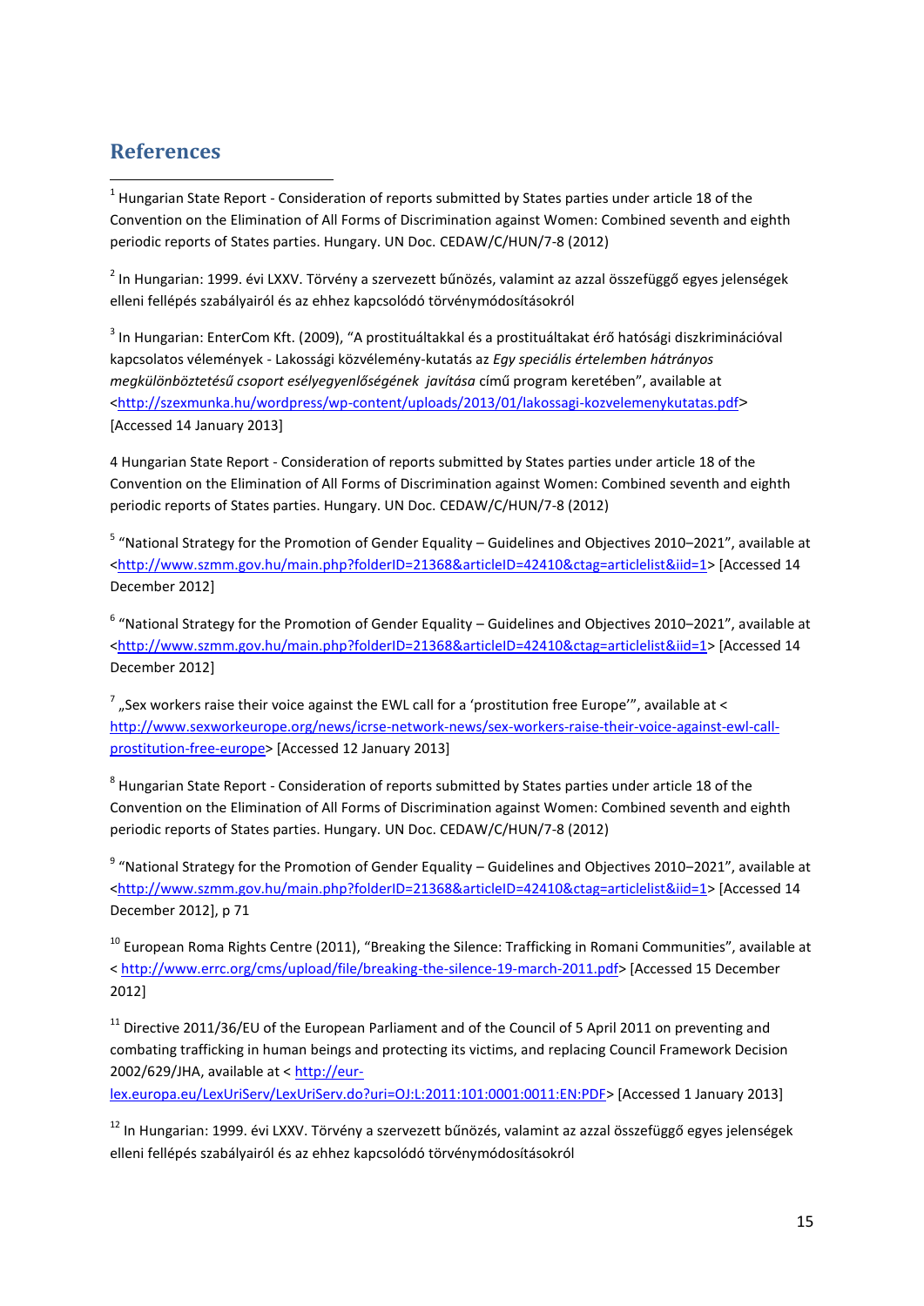## References

[1] Hungarian State Report - Consideration of reports submitted by States parties under article 18 of the Convention on the Elimination of All Forms of Discrimination against Women: Combined seventh and eighth periodic reports of States parties. Hungary. UN Doc. CEDAW/C/HUN/7-8 (2012)

[2] In Hungarian: 1999. évi LXXV. Törvény a szervezett bűnözés, valamint az azzal összefüggő egyes jelenségek elleni fellépés szabályairól és az ehhez kapcsolódó törvénymódosításokról

[3] In Hungarian: EnterCom Kft. (2009), "A prostituáltakkal és a prostituáltakat érő hatósági diszkriminációval kapcsolatos vélemények - Lakossági közvélemény-kutatás az *Egy speciális értelemben hátrányos megkülönböztetésű csoport esélyegyenlőségének javítása* című program keretében", available at <http://szexmunka.hu/wordpress/wp-content/uploads/2013/01/lakossagi-kozvelemenykutatas.pdf> [Accessed 14 January 2013]

4 Hungarian State Report - Consideration of reports submitted by States parties under article 18 of the Convention on the Elimination of All Forms of Discrimination against Women: Combined seventh and eighth periodic reports of States parties. Hungary. UN Doc. CEDAW/C/HUN/7-8 (2012)

[5] "National Strategy for the Promotion of Gender Equality – Guidelines and Objectives 2010–2021", available at <http://www.szmm.gov.hu/main.php?folderID=21368&articleID=42410&ctag=articlelist&iid=1> [Accessed 14 December 2012]

[6] "National Strategy for the Promotion of Gender Equality – Guidelines and Objectives 2010–2021", available at <http://www.szmm.gov.hu/main.php?folderID=21368&articleID=42410&ctag=articlelist&iid=1> [Accessed 14 December 2012]

[7] „Sex workers raise their voice against the EWL call for a 'prostitution free Europe'", available at < http://www.sexworkeurope.org/news/icrse-network-news/sex-workers-raise-their-voice-against-ewl-call-prostitution-free-europe> [Accessed 12 January 2013]

[8] Hungarian State Report - Consideration of reports submitted by States parties under article 18 of the Convention on the Elimination of All Forms of Discrimination against Women: Combined seventh and eighth periodic reports of States parties. Hungary. UN Doc. CEDAW/C/HUN/7-8 (2012)

[9] "National Strategy for the Promotion of Gender Equality – Guidelines and Objectives 2010–2021", available at <http://www.szmm.gov.hu/main.php?folderID=21368&articleID=42410&ctag=articlelist&iid=1> [Accessed 14 December 2012], p 71

[10] European Roma Rights Centre (2011), "Breaking the Silence: Trafficking in Romani Communities", available at < http://www.errc.org/cms/upload/file/breaking-the-silence-19-march-2011.pdf> [Accessed 15 December 2012]

[11] Directive 2011/36/EU of the European Parliament and of the Council of 5 April 2011 on preventing and combating trafficking in human beings and protecting its victims, and replacing Council Framework Decision 2002/629/JHA, available at < http://eur-lex.europa.eu/LexUriServ/LexUriServ.do?uri=OJ:L:2011:101:0001:0011:EN:PDF> [Accessed 1 January 2013]

[12] In Hungarian: 1999. évi LXXV. Törvény a szervezett bűnözés, valamint az azzal összefüggő egyes jelenségek elleni fellépés szabályairól és az ehhez kapcsolódó törvénymódosításokról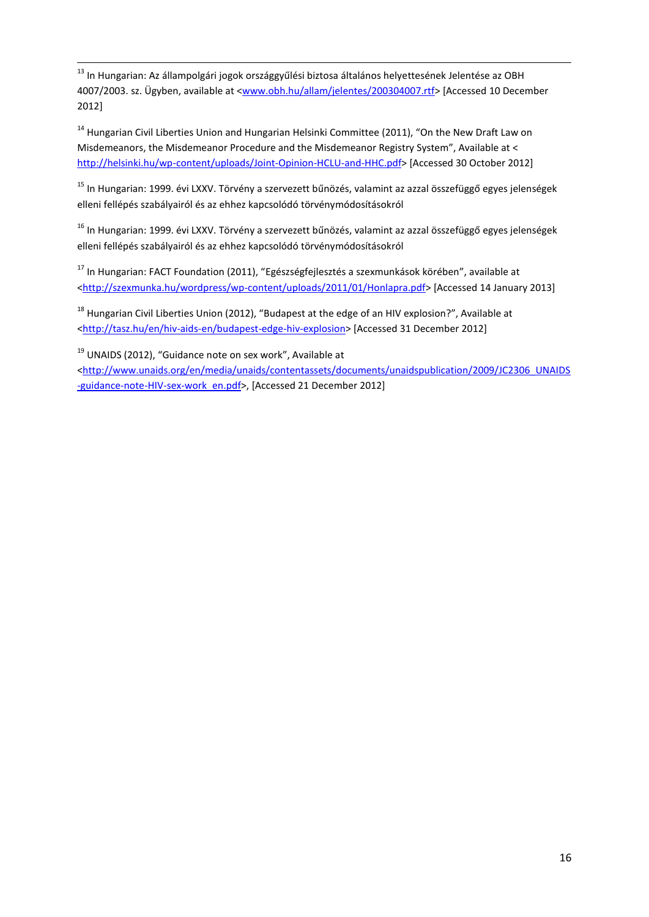[13] In Hungarian: Az állampolgári jogok országgyűlési biztosa általános helyettesének Jelentése az OBH 4007/2003. sz. Ügyben, available at <www.obh.hu/allam/jelentes/200304007.rtf> [Accessed 10 December 2012]

[14] Hungarian Civil Liberties Union and Hungarian Helsinki Committee (2011), "On the New Draft Law on Misdemeanors, the Misdemeanor Procedure and the Misdemeanor Registry System", Available at < http://helsinki.hu/wp-content/uploads/Joint-Opinion-HCLU-and-HHC.pdf> [Accessed 30 October 2012]

[15] In Hungarian: 1999. évi LXXV. Törvény a szervezett bűnözés, valamint az azzal összefüggő egyes jelenségek elleni fellépés szabályairól és az ehhez kapcsolódó törvénymódosításokról

[16] In Hungarian: 1999. évi LXXV. Törvény a szervezett bűnözés, valamint az azzal összefüggő egyes jelenségek elleni fellépés szabályairól és az ehhez kapcsolódó törvénymódosításokról

[17] In Hungarian: FACT Foundation (2011), "Egészségfejlesztés a szexmunkások körében", available at <http://szexmunka.hu/wordpress/wp-content/uploads/2011/01/Honlapra.pdf> [Accessed 14 January 2013]

[18] Hungarian Civil Liberties Union (2012), "Budapest at the edge of an HIV explosion?", Available at <http://tasz.hu/en/hiv-aids-en/budapest-edge-hiv-explosion> [Accessed 31 December 2012]

[19] UNAIDS (2012), "Guidance note on sex work", Available at <http://www.unaids.org/en/media/unaids/contentassets/documents/unaidspublication/2009/JC2306_UNAIDS-guidance-note-HIV-sex-work_en.pdf>, [Accessed 21 December 2012]